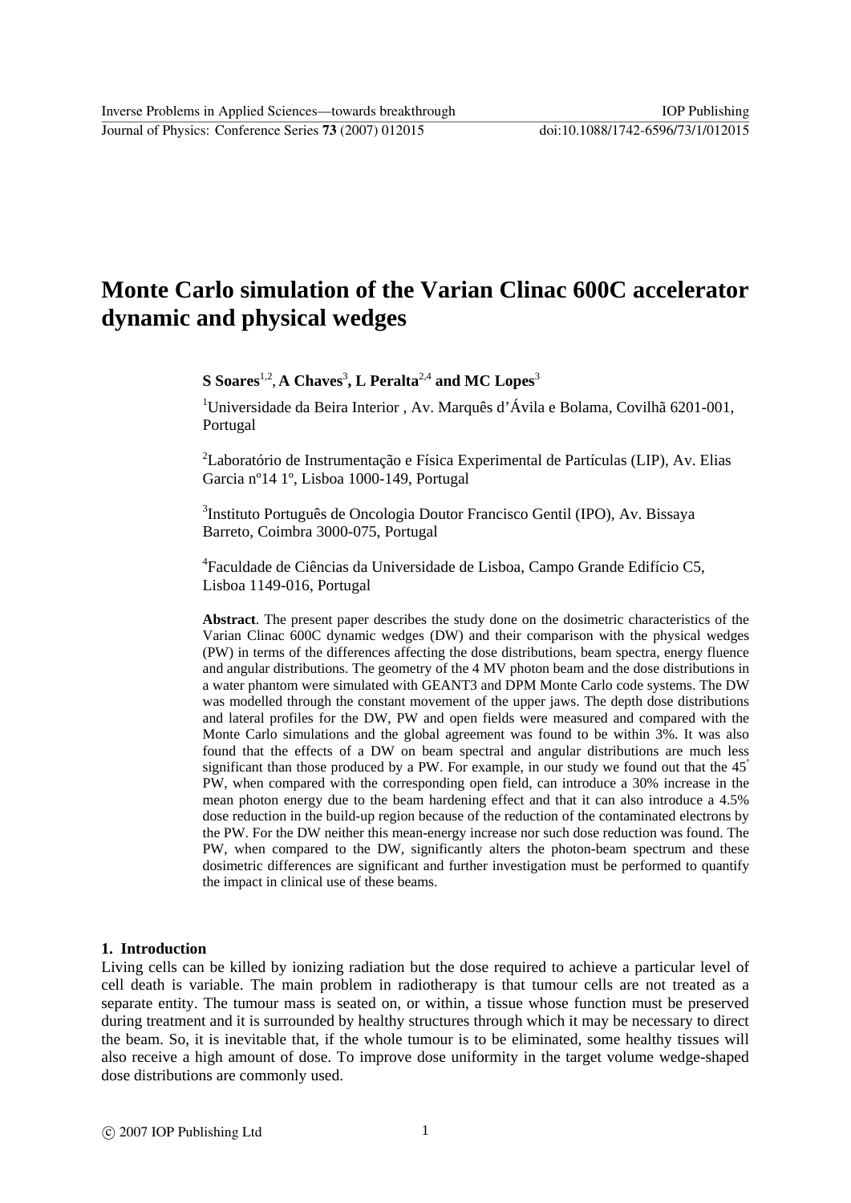# Monte Carlo simulation of the Varian Clinac 600C accelerator dynamic and physical wedges

**S Soares**[1,2], **A Chaves**[3], **L Peralta**[2,4] **and MC Lopes**[3]

[1]Universidade da Beira Interior , Av. Marquês d'Ávila e Bolama, Covilhã 6201-001, Portugal

[2]Laboratório de Instrumentação e Física Experimental de Partículas (LIP), Av. Elias Garcia nº14 1º, Lisboa 1000-149, Portugal

[3]Instituto Português de Oncologia Doutor Francisco Gentil (IPO), Av. Bissaya Barreto, Coimbra 3000-075, Portugal

[4]Faculdade de Ciências da Universidade de Lisboa, Campo Grande Edifício C5, Lisboa 1149-016, Portugal

**Abstract**. The present paper describes the study done on the dosimetric characteristics of the Varian Clinac 600C dynamic wedges (DW) and their comparison with the physical wedges (PW) in terms of the differences affecting the dose distributions, beam spectra, energy fluence and angular distributions. The geometry of the 4 MV photon beam and the dose distributions in a water phantom were simulated with GEANT3 and DPM Monte Carlo code systems. The DW was modelled through the constant movement of the upper jaws. The depth dose distributions and lateral profiles for the DW, PW and open fields were measured and compared with the Monte Carlo simulations and the global agreement was found to be within 3%. It was also found that the effects of a DW on beam spectral and angular distributions are much less significant than those produced by a PW. For example, in our study we found out that the 45° PW, when compared with the corresponding open field, can introduce a 30% increase in the mean photon energy due to the beam hardening effect and that it can also introduce a 4.5% dose reduction in the build-up region because of the reduction of the contaminated electrons by the PW. For the DW neither this mean-energy increase nor such dose reduction was found. The PW, when compared to the DW, significantly alters the photon-beam spectrum and these dosimetric differences are significant and further investigation must be performed to quantify the impact in clinical use of these beams.

## 1. Introduction

Living cells can be killed by ionizing radiation but the dose required to achieve a particular level of cell death is variable. The main problem in radiotherapy is that tumour cells are not treated as a separate entity. The tumour mass is seated on, or within, a tissue whose function must be preserved during treatment and it is surrounded by healthy structures through which it may be necessary to direct the beam. So, it is inevitable that, if the whole tumour is to be eliminated, some healthy tissues will also receive a high amount of dose. To improve dose uniformity in the target volume wedge-shaped dose distributions are commonly used.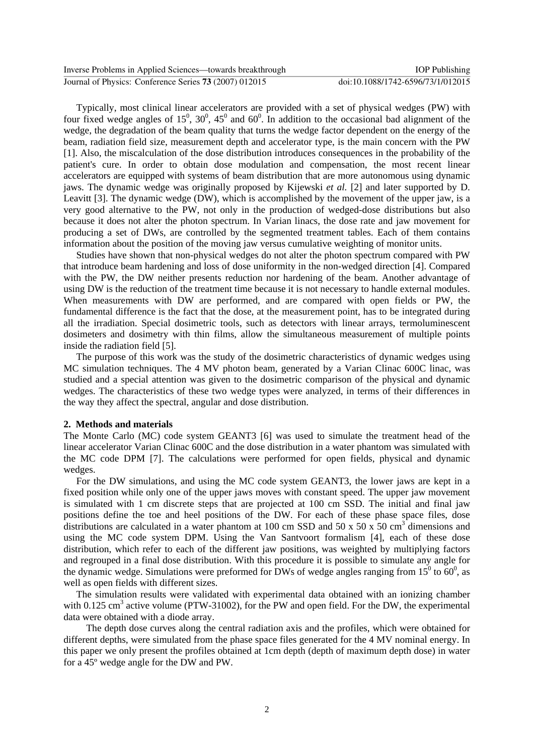Typically, most clinical linear accelerators are provided with a set of physical wedges (PW) with four fixed wedge angles of $15^0$, $30^0$, $45^0$ and $60^0$. In addition to the occasional bad alignment of the wedge, the degradation of the beam quality that turns the wedge factor dependent on the energy of the beam, radiation field size, measurement depth and accelerator type, is the main concern with the PW [1]. Also, the miscalculation of the dose distribution introduces consequences in the probability of the patient's cure. In order to obtain dose modulation and compensation, the most recent linear accelerators are equipped with systems of beam distribution that are more autonomous using dynamic jaws. The dynamic wedge was originally proposed by Kijewski *et al*. [2] and later supported by D. Leavitt [3]. The dynamic wedge (DW), which is accomplished by the movement of the upper jaw, is a very good alternative to the PW, not only in the production of wedged-dose distributions but also because it does not alter the photon spectrum. In Varian linacs, the dose rate and jaw movement for producing a set of DWs, are controlled by the segmented treatment tables. Each of them contains information about the position of the moving jaw versus cumulative weighting of monitor units.

Studies have shown that non-physical wedges do not alter the photon spectrum compared with PW that introduce beam hardening and loss of dose uniformity in the non-wedged direction [4]. Compared with the PW, the DW neither presents reduction nor hardening of the beam. Another advantage of using DW is the reduction of the treatment time because it is not necessary to handle external modules. When measurements with DW are performed, and are compared with open fields or PW, the fundamental difference is the fact that the dose, at the measurement point, has to be integrated during all the irradiation. Special dosimetric tools, such as detectors with linear arrays, termoluminescent dosimeters and dosimetry with thin films, allow the simultaneous measurement of multiple points inside the radiation field [5].

The purpose of this work was the study of the dosimetric characteristics of dynamic wedges using MC simulation techniques. The 4 MV photon beam, generated by a Varian Clinac 600C linac, was studied and a special attention was given to the dosimetric comparison of the physical and dynamic wedges. The characteristics of these two wedge types were analyzed, in terms of their differences in the way they affect the spectral, angular and dose distribution.

## 2. Methods and materials

The Monte Carlo (MC) code system GEANT3 [6] was used to simulate the treatment head of the linear accelerator Varian Clinac 600C and the dose distribution in a water phantom was simulated with the MC code DPM [7]. The calculations were performed for open fields, physical and dynamic wedges.

For the DW simulations, and using the MC code system GEANT3, the lower jaws are kept in a fixed position while only one of the upper jaws moves with constant speed. The upper jaw movement is simulated with 1 cm discrete steps that are projected at 100 cm SSD. The initial and final jaw positions define the toe and heel positions of the DW. For each of these phase space files, dose distributions are calculated in a water phantom at 100 cm SSD and 50 x 50 x 50 $cm^3$ dimensions and using the MC code system DPM. Using the Van Santvoort formalism [4], each of these dose distribution, which refer to each of the different jaw positions, was weighted by multiplying factors and regrouped in a final dose distribution. With this procedure it is possible to simulate any angle for the dynamic wedge. Simulations were preformed for DWs of wedge angles ranging from $15^0$ to $60^0$, as well as open fields with different sizes.

The simulation results were validated with experimental data obtained with an ionizing chamber with 0.125 $cm^3$ active volume (PTW-31002), for the PW and open field. For the DW, the experimental data were obtained with a diode array.

The depth dose curves along the central radiation axis and the profiles, which were obtained for different depths, were simulated from the phase space files generated for the 4 MV nominal energy. In this paper we only present the profiles obtained at 1cm depth (depth of maximum depth dose) in water for a 45º wedge angle for the DW and PW.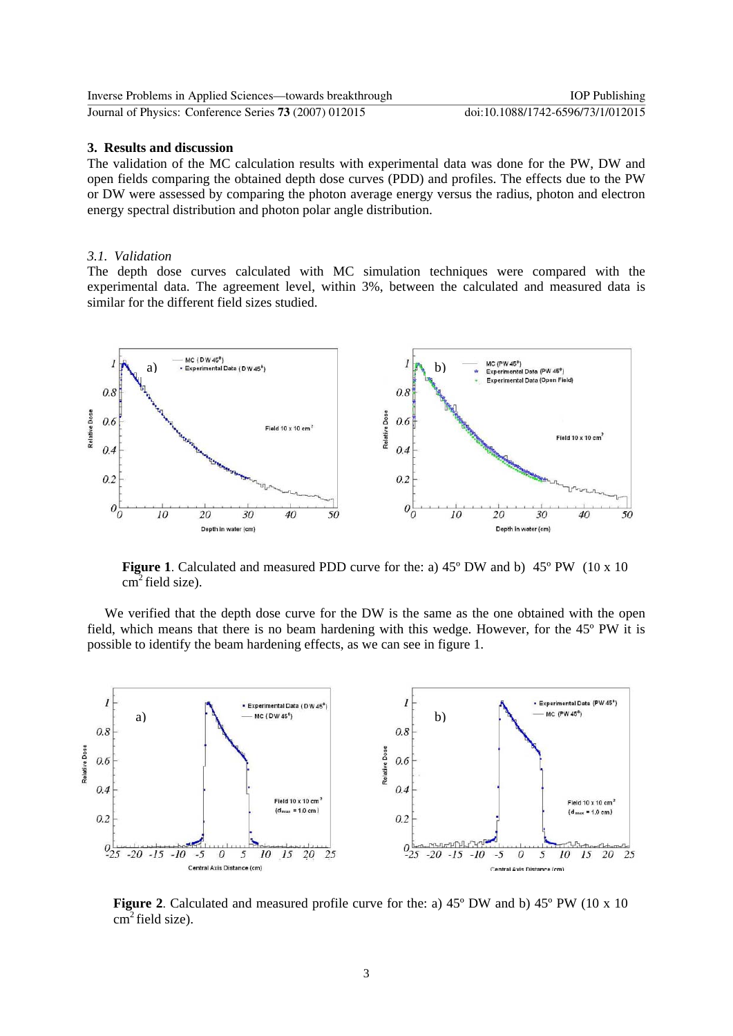## 3. Results and discussion

The validation of the MC calculation results with experimental data was done for the PW, DW and open fields comparing the obtained depth dose curves (PDD) and profiles. The effects due to the PW or DW were assessed by comparing the photon average energy versus the radius, photon and electron energy spectral distribution and photon polar angle distribution.

### *3.1. Validation*

The depth dose curves calculated with MC simulation techniques were compared with the experimental data. The agreement level, within 3%, between the calculated and measured data is similar for the different field sizes studied.

**Figure 1**. Calculated and measured PDD curve for the: a) 45º DW and b) 45º PW (10 x 10 $cm^2$ field size).

We verified that the depth dose curve for the DW is the same as the one obtained with the open field, which means that there is no beam hardening with this wedge. However, for the 45º PW it is possible to identify the beam hardening effects, as we can see in figure 1.

**Figure 2**. Calculated and measured profile curve for the: a) 45º DW and b) 45º PW (10 x 10 $cm^2$ field size).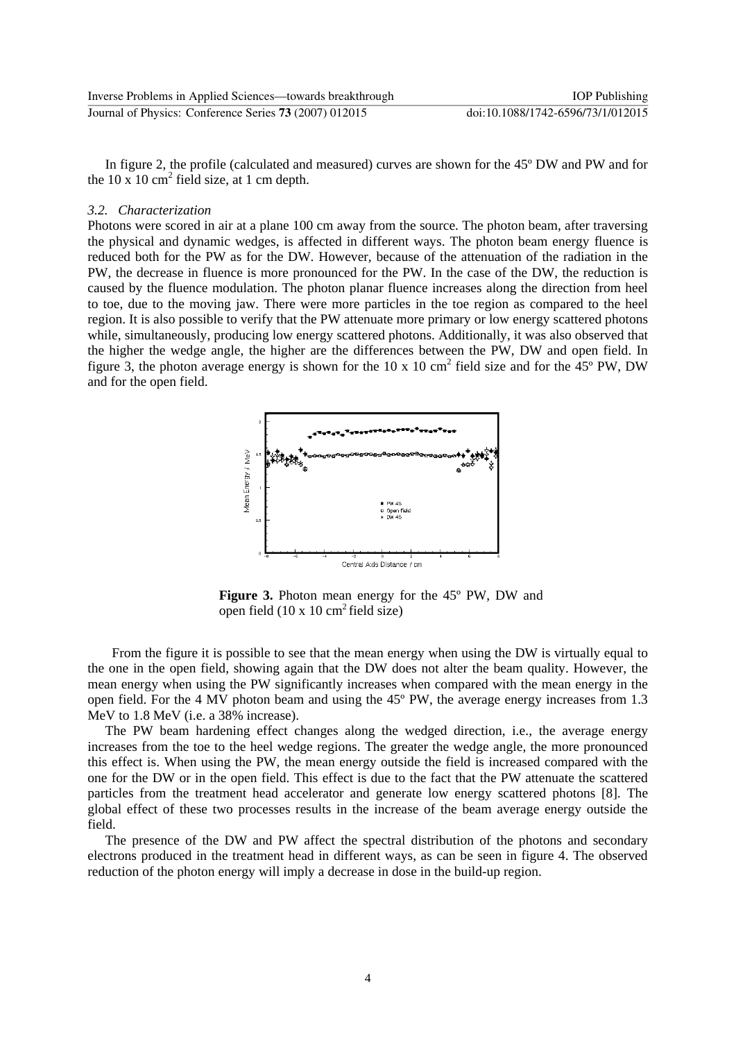In figure 2, the profile (calculated and measured) curves are shown for the 45º DW and PW and for the 10 x 10 $cm^2$ field size, at 1 cm depth.

### *3.2. Characterization*

Photons were scored in air at a plane 100 cm away from the source. The photon beam, after traversing the physical and dynamic wedges, is affected in different ways. The photon beam energy fluence is reduced both for the PW as for the DW. However, because of the attenuation of the radiation in the PW, the decrease in fluence is more pronounced for the PW. In the case of the DW, the reduction is caused by the fluence modulation. The photon planar fluence increases along the direction from heel to toe, due to the moving jaw. There were more particles in the toe region as compared to the heel region. It is also possible to verify that the PW attenuate more primary or low energy scattered photons while, simultaneously, producing low energy scattered photons. Additionally, it was also observed that the higher the wedge angle, the higher are the differences between the PW, DW and open field. In figure 3, the photon average energy is shown for the 10 x 10 $cm^2$ field size and for the 45º PW, DW and for the open field.

**Figure 3.** Photon mean energy for the 45º PW, DW and open field (10 x 10 $cm^2$ field size)

From the figure it is possible to see that the mean energy when using the DW is virtually equal to the one in the open field, showing again that the DW does not alter the beam quality. However, the mean energy when using the PW significantly increases when compared with the mean energy in the open field. For the 4 MV photon beam and using the 45º PW, the average energy increases from 1.3 MeV to 1.8 MeV (i.e. a 38% increase).

The PW beam hardening effect changes along the wedged direction, i.e., the average energy increases from the toe to the heel wedge regions. The greater the wedge angle, the more pronounced this effect is. When using the PW, the mean energy outside the field is increased compared with the one for the DW or in the open field. This effect is due to the fact that the PW attenuate the scattered particles from the treatment head accelerator and generate low energy scattered photons [8]. The global effect of these two processes results in the increase of the beam average energy outside the field.

The presence of the DW and PW affect the spectral distribution of the photons and secondary electrons produced in the treatment head in different ways, as can be seen in figure 4. The observed reduction of the photon energy will imply a decrease in dose in the build-up region.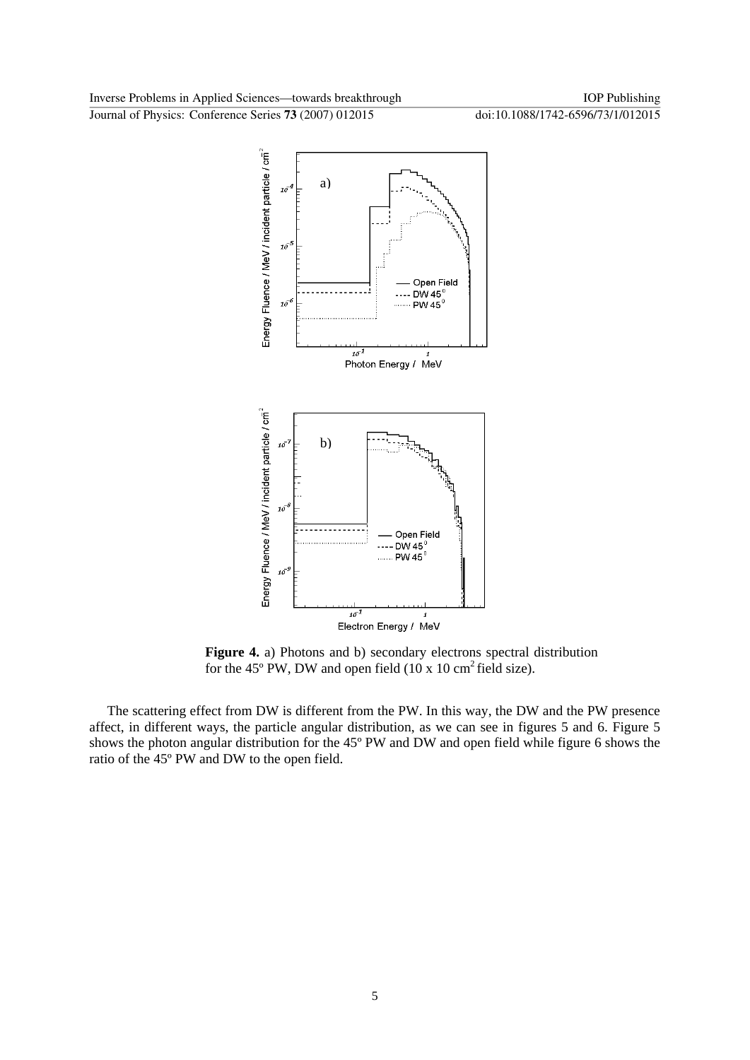**Figure 4.** a) Photons and b) secondary electrons spectral distribution for the 45º PW, DW and open field (10 x 10 cm$^2$ field size).

The scattering effect from DW is different from the PW. In this way, the DW and the PW presence affect, in different ways, the particle angular distribution, as we can see in figures 5 and 6. Figure 5 shows the photon angular distribution for the 45º PW and DW and open field while figure 6 shows the ratio of the 45º PW and DW to the open field.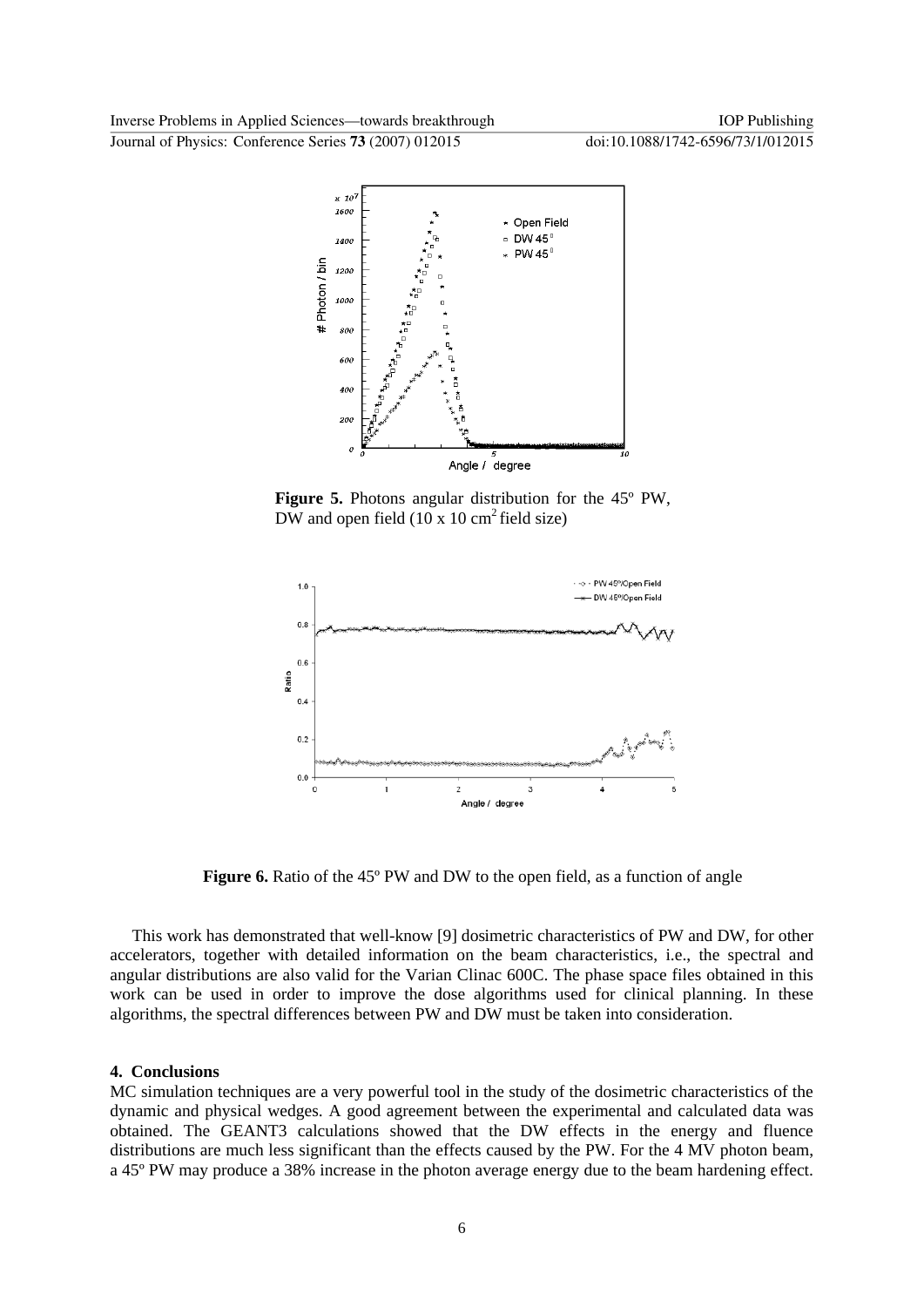**Figure 5.** Photons angular distribution for the 45º PW, DW and open field (10 x 10 $cm^2$ field size)

**Figure 6.** Ratio of the 45º PW and DW to the open field, as a function of angle

This work has demonstrated that well-know [9] dosimetric characteristics of PW and DW, for other accelerators, together with detailed information on the beam characteristics, i.e., the spectral and angular distributions are also valid for the Varian Clinac 600C. The phase space files obtained in this work can be used in order to improve the dose algorithms used for clinical planning. In these algorithms, the spectral differences between PW and DW must be taken into consideration.

## 4. Conclusions

MC simulation techniques are a very powerful tool in the study of the dosimetric characteristics of the dynamic and physical wedges. A good agreement between the experimental and calculated data was obtained. The GEANT3 calculations showed that the DW effects in the energy and fluence distributions are much less significant than the effects caused by the PW. For the 4 MV photon beam, a 45º PW may produce a 38% increase in the photon average energy due to the beam hardening effect.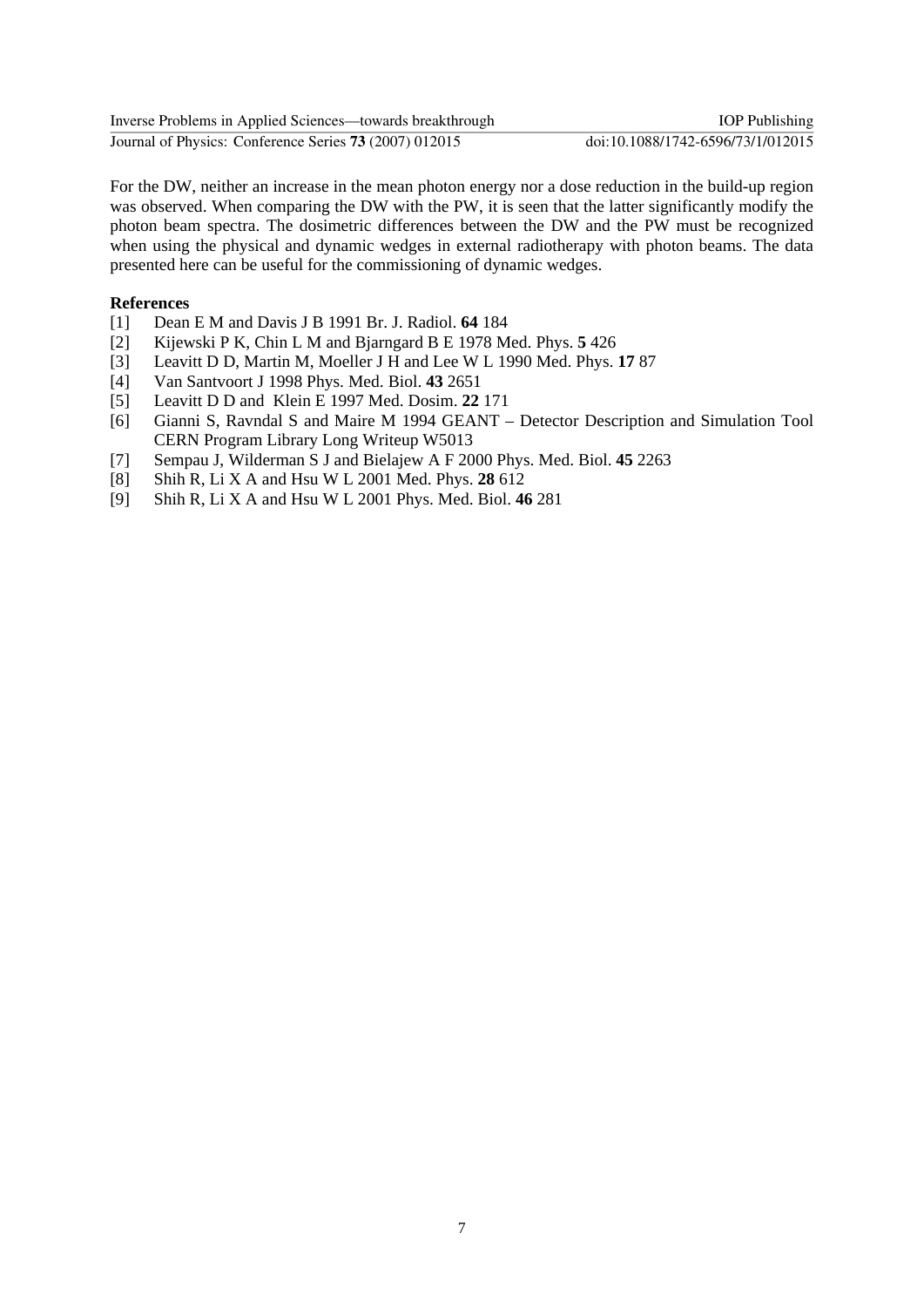For the DW, neither an increase in the mean photon energy nor a dose reduction in the build-up region was observed. When comparing the DW with the PW, it is seen that the latter significantly modify the photon beam spectra. The dosimetric differences between the DW and the PW must be recognized when using the physical and dynamic wedges in external radiotherapy with photon beams. The data presented here can be useful for the commissioning of dynamic wedges.

## References

[1] Dean E M and Davis J B 1991 Br. J. Radiol. **64** 184

[2] Kijewski P K, Chin L M and Bjarngard B E 1978 Med. Phys. **5** 426

[3] Leavitt D D, Martin M, Moeller J H and Lee W L 1990 Med. Phys. **17** 87

[4] Van Santvoort J 1998 Phys. Med. Biol. **43** 2651

[5] Leavitt D D and Klein E 1997 Med. Dosim. **22** 171

[6] Gianni S, Ravndal S and Maire M 1994 GEANT – Detector Description and Simulation Tool CERN Program Library Long Writeup W5013

[7] Sempau J, Wilderman S J and Bielajew A F 2000 Phys. Med. Biol. **45** 2263

[8] Shih R, Li X A and Hsu W L 2001 Med. Phys. **28** 612

[9] Shih R, Li X A and Hsu W L 2001 Phys. Med. Biol. **46** 281